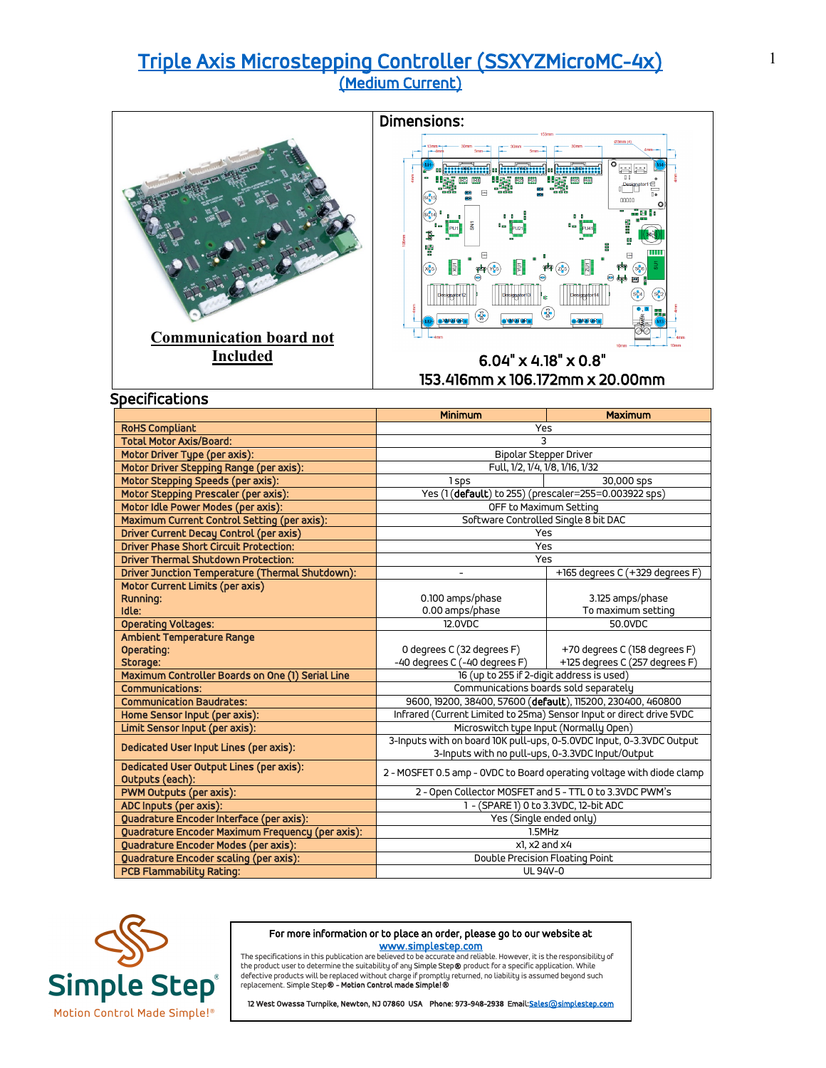# Triple Axis Microstepping Controller (SSXYZMicroMC-4x)

## (Medium Current)

**Communication board not Included**

**Dimensions:**

6.04" x 4.18" x 0.8"

153.416mm x 106.172mm x 20.00mm

## Specifications

| | Minimum | Maximum |
|---|---|---|
| RoHS Compliant | Yes | |
| Total Motor Axis/Board: | 3 | |
| Motor Driver Type (per axis): | Bipolar Stepper Driver | |
| Motor Driver Stepping Range (per axis): | Full, 1/2, 1/4, 1/8, 1/16, 1/32 | |
| Motor Stepping Speeds (per axis): | 1 sps | 30,000 sps |
| Motor Stepping Prescaler (per axis): | Yes (1 (**default**) to 255) (prescaler=255=0.003922 sps) | |
| Motor Idle Power Modes (per axis): | OFF to Maximum Setting | |
| Maximum Current Control Setting (per axis): | Software Controlled Single 8 bit DAC | |
| Driver Current Decay Control (per axis) | Yes | |
| Driver Phase Short Circuit Protection: | Yes | |
| Driver Thermal Shutdown Protection: | Yes | |
| Driver Junction Temperature (Thermal Shutdown): | - | +165 degrees C (+329 degrees F) |
| Motor Current Limits (per axis)<br>Running:<br>Idle: | <br>0.100 amps/phase<br>0.00 amps/phase | <br>3.125 amps/phase<br>To maximum setting |
| Operating Voltages: | 12.0VDC | 50.0VDC |
| Ambient Temperature Range<br>Operating:<br>Storage: | <br>0 degrees C (32 degrees F)<br>-40 degrees C (-40 degrees F) | <br>+70 degrees C (158 degrees F)<br>+125 degrees C (257 degrees F) |
| Maximum Controller Boards on One (1) Serial Line | 16 (up to 255 if 2-digit address is used) | |
| Communications: | Communications boards sold separately | |
| Communication Baudrates: | 9600, 19200, 38400, 57600 (**default**), 115200, 230400, 460800 | |
| Home Sensor Input (per axis): | Infrared (Current Limited to 25ma) Sensor Input or direct drive 5VDC | |
| Limit Sensor Input (per axis): | Microswitch type Input (Normally Open) | |
| Dedicated User Input Lines (per axis): | 3-Inputs with on board 10K pull-ups, 0-5.0VDC Input, 0-3.3VDC Output<br>3-Inputs with no pull-ups, 0-3.3VDC Input/Output | |
| Dedicated User Output Lines (per axis):<br>Outputs (each): | 2 - MOSFET 0.5 amp - 0VDC to Board operating voltage with diode clamp | |
| PWM Outputs (per axis): | 2 - Open Collector MOSFET and 5 - TTL 0 to 3.3VDC PWM's | |
| ADC Inputs (per axis): | 1 - (SPARE 1) 0 to 3.3VDC, 12-bit ADC | |
| Quadrature Encoder Interface (per axis): | Yes (Single ended only) | |
| Quadrature Encoder Maximum Frequency (per axis): | 1.5MHz | |
| Quadrature Encoder Modes (per axis): | x1, x2 and x4 | |
| Quadrature Encoder scaling (per axis): | Double Precision Floating Point | |
| PCB Flammability Rating: | UL 94V-0 | |

Simple Step® Motion Control Made Simple!®

**For more information or to place an order, please go to our website at [www.simplestep.com](www.simplestep.com)**

The specifications in this publication are believed to be accurate and reliable. However, it is the responsibility of the product user to determine the suitability of any Simple Step® product for a specific application. While defective products will be replaced without charge if promptly returned, no liability is assumed beyond such replacement. Simple Step® - **Motion Control made Simple!®**

**12 West Owassa Turnpike, Newton, NJ 07860 USA Phone: 973-948-2938 Email: Sales@simplestep.com**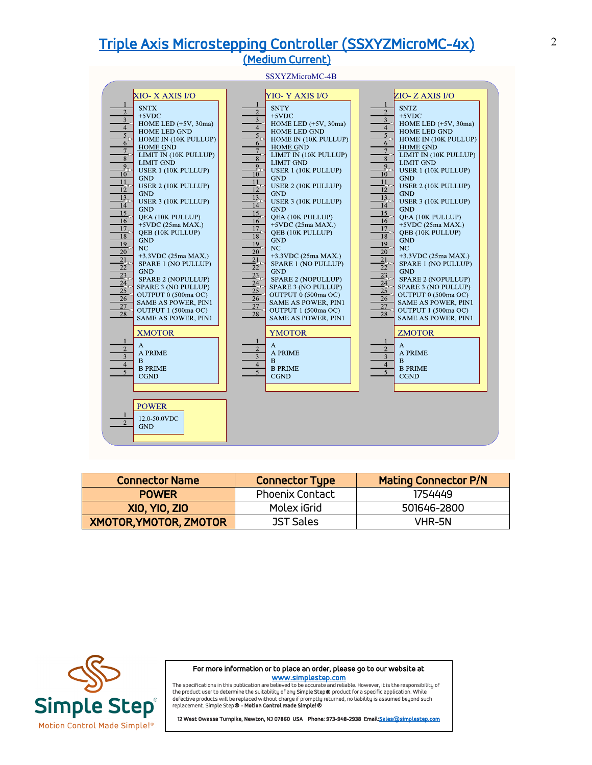# Triple Axis Microstepping Controller (SSXYZMicroMC-4x)

## (Medium Current)

SSXYZMicroMC-4B

**XIO- X AXIS I/O**

| Pin | Signal |
|---|---|
| 1 | SNTX |
| 2 | +5VDC |
| 3 | HOME LED (+5V, 30ma) |
| 4 | HOME LED GND |
| 5 | HOME IN (10K PULLUP) |
| 6 | HOME GND |
| 7 | LIMIT IN (10K PULLUP) |
| 8 | LIMIT GND |
| 9 | USER 1 (10K PULLUP) |
| 10 | GND |
| 11 | USER 2 (10K PULLUP) |
| 12 | GND |
| 13 | USER 3 (10K PULLUP) |
| 14 | GND |
| 15 | QEA (10K PULLUP) |
| 16 | +5VDC (25ma MAX.) |
| 17 | QEB (10K PULLUP) |
| 18 | GND |
| 19 | NC |
| 20 | +3.3VDC (25ma MAX.) |
| 21 | SPARE 1 (NO PULLUP) |
| 22 | GND |
| 23 | SPARE 2 (NOPULLUP) |
| 24 | SPARE 3 (NO PULLUP) |
| 25 | OUTPUT 0 (500ma OC) |
| 26 | SAME AS POWER, PIN1 |
| 27 | OUTPUT 1 (500ma OC) |
| 28 | SAME AS POWER, PIN1 |

**YIO- Y AXIS I/O**

| Pin | Signal |
|---|---|
| 1 | SNTY |
| 2 | +5VDC |
| 3 | HOME LED (+5V, 30ma) |
| 4 | HOME LED GND |
| 5 | HOME IN (10K PULLUP) |
| 6 | HOME GND |
| 7 | LIMIT IN (10K PULLUP) |
| 8 | LIMIT GND |
| 9 | USER 1 (10K PULLUP) |
| 10 | GND |
| 11 | USER 2 (10K PULLUP) |
| 12 | GND |
| 13 | USER 3 (10K PULLUP) |
| 14 | GND |
| 15 | QEA (10K PULLUP) |
| 16 | +5VDC (25ma MAX.) |
| 17 | QEB (10K PULLUP) |
| 18 | GND |
| 19 | NC |
| 20 | +3.3VDC (25ma MAX.) |
| 21 | SPARE 1 (NO PULLUP) |
| 22 | GND |
| 23 | SPARE 2 (NOPULLUP) |
| 24 | SPARE 3 (NO PULLUP) |
| 25 | OUTPUT 0 (500ma OC) |
| 26 | SAME AS POWER, PIN1 |
| 27 | OUTPUT 1 (500ma OC) |
| 28 | SAME AS POWER, PIN1 |

**ZIO- Z AXIS I/O**

| Pin | Signal |
|---|---|
| 1 | SNTZ |
| 2 | +5VDC |
| 3 | HOME LED (+5V, 30ma) |
| 4 | HOME LED GND |
| 5 | HOME IN (10K PULLUP) |
| 6 | HOME GND |
| 7 | LIMIT IN (10K PULLUP) |
| 8 | LIMIT GND |
| 9 | USER 1 (10K PULLUP) |
| 10 | GND |
| 11 | USER 2 (10K PULLUP) |
| 12 | GND |
| 13 | USER 3 (10K PULLUP) |
| 14 | GND |
| 15 | QEA (10K PULLUP) |
| 16 | +5VDC (25ma MAX.) |
| 17 | QEB (10K PULLUP) |
| 18 | GND |
| 19 | NC |
| 20 | +3.3VDC (25ma MAX.) |
| 21 | SPARE 1 (NO PULLUP) |
| 22 | GND |
| 23 | SPARE 2 (NOPULLUP) |
| 24 | SPARE 3 (NO PULLUP) |
| 25 | OUTPUT 0 (500ma OC) |
| 26 | SAME AS POWER, PIN1 |
| 27 | OUTPUT 1 (500ma OC) |
| 28 | SAME AS POWER, PIN1 |

**XMOTOR**

| Pin | Signal |
|---|---|
| 1 | A |
| 2 | A PRIME |
| 3 | B |
| 4 | B PRIME |
| 5 | CGND |

**YMOTOR**

| Pin | Signal |
|---|---|
| 1 | A |
| 2 | A PRIME |
| 3 | B |
| 4 | B PRIME |
| 5 | CGND |

**ZMOTOR**

| Pin | Signal |
|---|---|
| 1 | A |
| 2 | A PRIME |
| 3 | B |
| 4 | B PRIME |
| 5 | CGND |

**POWER**

| Pin | Signal |
|---|---|
| 1 | 12.0-50.0VDC |
| 2 | GND |

| Connector Name | Connector Type | Mating Connector P/N |
|---|---|---|
| **POWER** | Phoenix Contact | 1754449 |
| **XIO, YIO, ZIO** | Molex iGrid | 501646-2800 |
| **XMOTOR,YMOTOR, ZMOTOR** | JST Sales | VHR-5N |

Simple Step®
Motion Control Made Simple!®

**For more information or to place an order, please go to our website at**
www.simplestep.com

The specifications in this publication are believed to be accurate and reliable. However, it is the responsibility of the product user to determine the suitability of any Simple Step® product for a specific application. While defective products will be replaced without charge if promptly returned, no liability is assumed beyond such replacement. Simple Step® - Motion Control made Simple!®

12 West Owassa Turnpike, Newton, NJ 07860 USA Phone: 973-948-2938 Email: Sales@simplestep.com